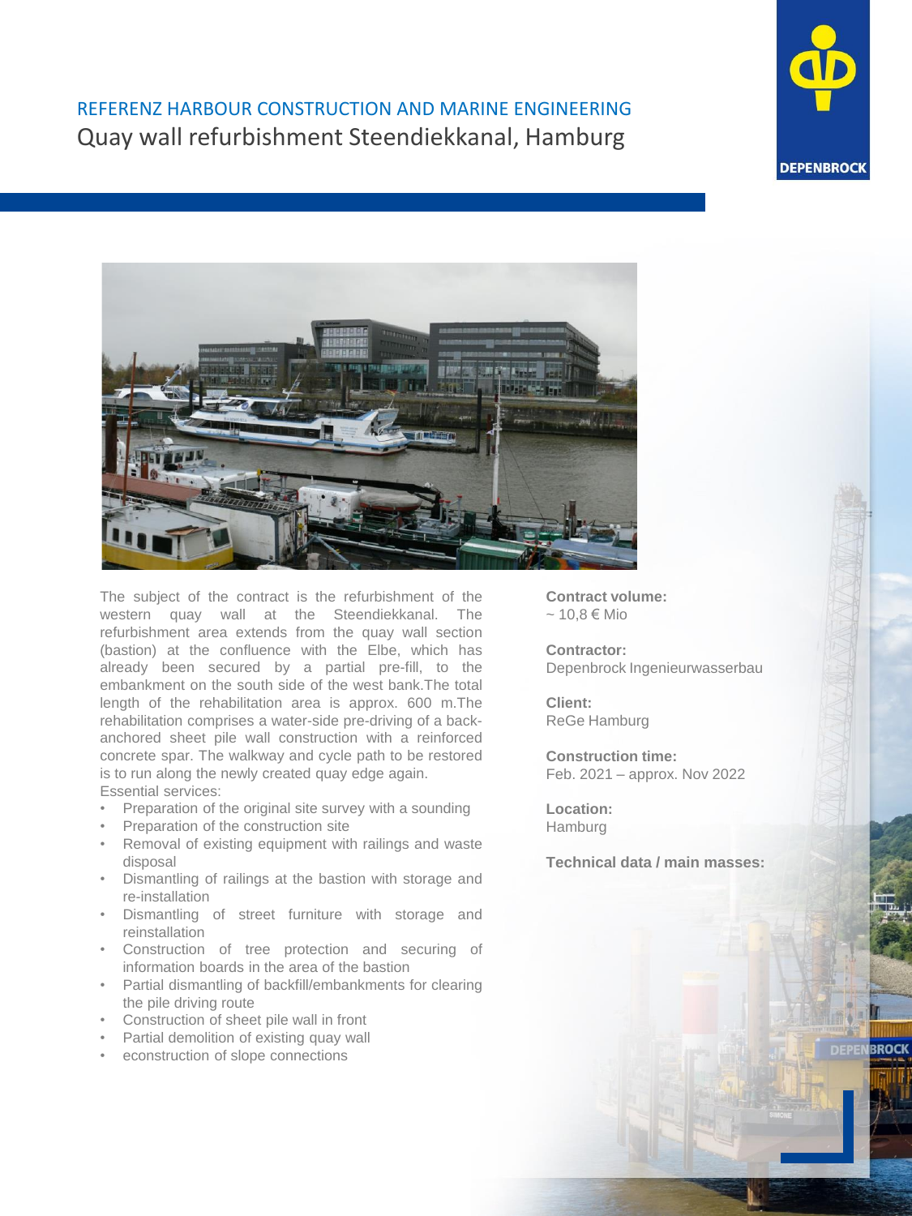REFERENZ HARBOUR CONSTRUCTION AND MARINE ENGINEERING

# Quay wall refurbishment Steendiekkanal, Hamburg

The subject of the contract is the refurbishment of the western quay wall at the Steendiekkanal. The refurbishment area extends from the quay wall section (bastion) at the confluence with the Elbe, which has already been secured by a partial pre-fill, to the embankment on the south side of the west bank.The total length of the rehabilitation area is approx. 600 m.The rehabilitation comprises a water-side pre-driving of a back-anchored sheet pile wall construction with a reinforced concrete spar. The walkway and cycle path to be restored is to run along the newly created quay edge again.

Essential services:

- Preparation of the original site survey with a sounding
- Preparation of the construction site
- Removal of existing equipment with railings and waste disposal
- Dismantling of railings at the bastion with storage and re-installation
- Dismantling of street furniture with storage and reinstallation
- Construction of tree protection and securing of information boards in the area of the bastion
- Partial dismantling of backfill/embankments for clearing the pile driving route
- Construction of sheet pile wall in front
- Partial demolition of existing quay wall
- econstruction of slope connections

**Contract volume:**
~ 10,8 € Mio

**Contractor:**
Depenbrock Ingenieurwasserbau

**Client:**
ReGe Hamburg

**Construction time:**
Feb. 2021 – approx. Nov 2022

**Location:**
Hamburg

**Technical data / main masses:**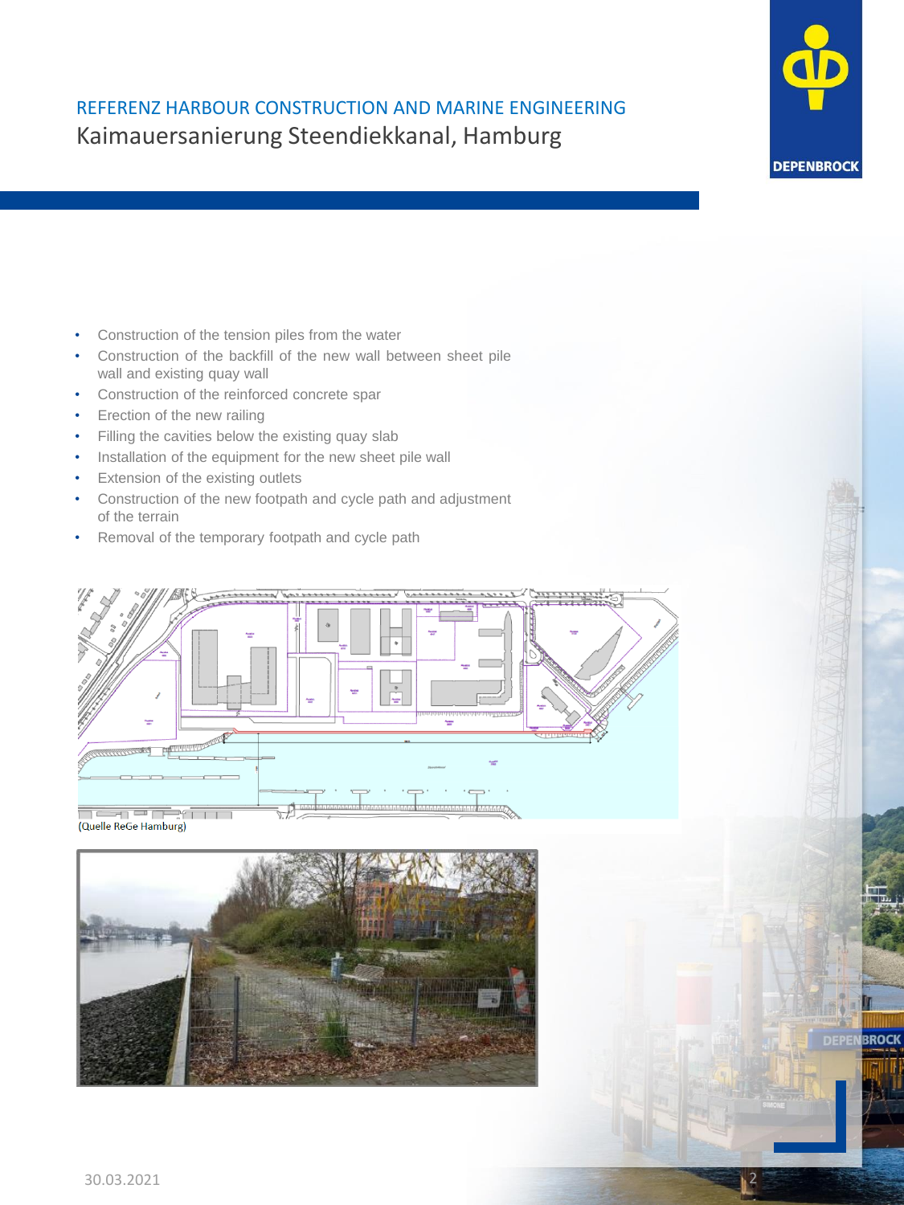REFERENZ HARBOUR CONSTRUCTION AND MARINE ENGINEERING

# Kaimauersanierung Steendiekkanal, Hamburg

- Construction of the tension piles from the water
- Construction of the backfill of the new wall between sheet pile wall and existing quay wall
- Construction of the reinforced concrete spar
- Erection of the new railing
- Filling the cavities below the existing quay slab
- Installation of the equipment for the new sheet pile wall
- Extension of the existing outlets
- Construction of the new footpath and cycle path and adjustment of the terrain
- Removal of the temporary footpath and cycle path

(Quelle ReGe Hamburg)

30.03.2021